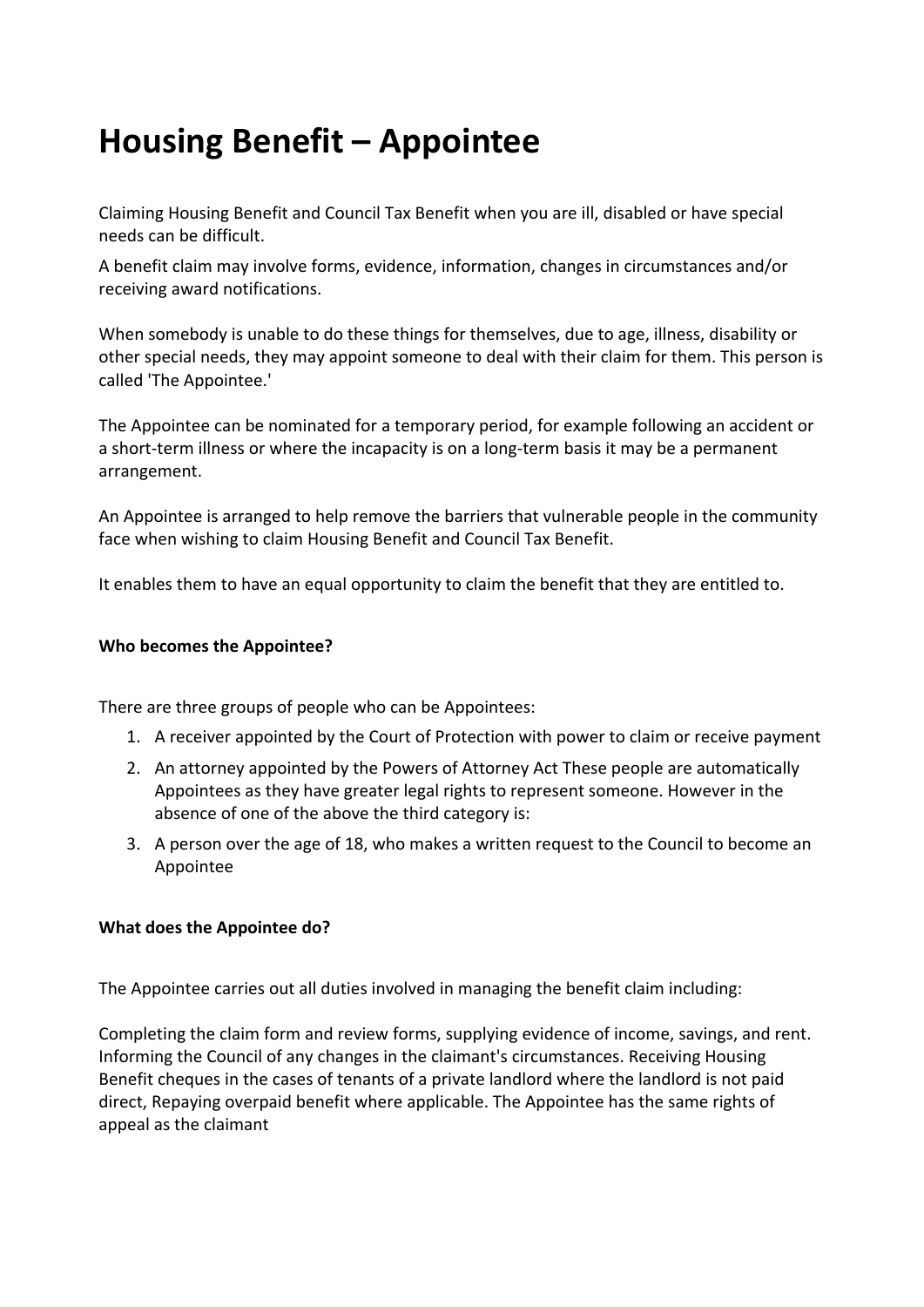# Housing Benefit – Appointee

Claiming Housing Benefit and Council Tax Benefit when you are ill, disabled or have special needs can be difficult.

A benefit claim may involve forms, evidence, information, changes in circumstances and/or receiving award notifications.

When somebody is unable to do these things for themselves, due to age, illness, disability or other special needs, they may appoint someone to deal with their claim for them. This person is called 'The Appointee.'

The Appointee can be nominated for a temporary period, for example following an accident or a short-term illness or where the incapacity is on a long-term basis it may be a permanent arrangement.

An Appointee is arranged to help remove the barriers that vulnerable people in the community face when wishing to claim Housing Benefit and Council Tax Benefit.

It enables them to have an equal opportunity to claim the benefit that they are entitled to.

**Who becomes the Appointee?**

There are three groups of people who can be Appointees:

1. A receiver appointed by the Court of Protection with power to claim or receive payment
2. An attorney appointed by the Powers of Attorney Act These people are automatically Appointees as they have greater legal rights to represent someone. However in the absence of one of the above the third category is:
3. A person over the age of 18, who makes a written request to the Council to become an Appointee

**What does the Appointee do?**

The Appointee carries out all duties involved in managing the benefit claim including:

Completing the claim form and review forms, supplying evidence of income, savings, and rent. Informing the Council of any changes in the claimant's circumstances. Receiving Housing Benefit cheques in the cases of tenants of a private landlord where the landlord is not paid direct, Repaying overpaid benefit where applicable. The Appointee has the same rights of appeal as the claimant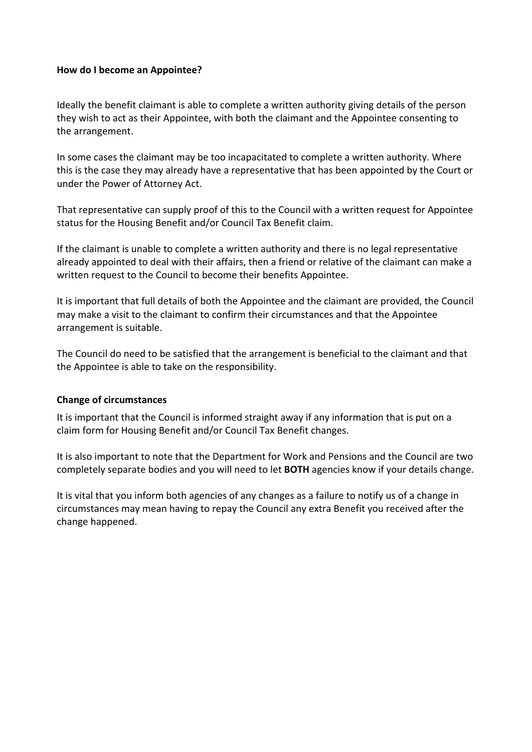**How do I become an Appointee?**

Ideally the benefit claimant is able to complete a written authority giving details of the person they wish to act as their Appointee, with both the claimant and the Appointee consenting to the arrangement.

In some cases the claimant may be too incapacitated to complete a written authority. Where this is the case they may already have a representative that has been appointed by the Court or under the Power of Attorney Act.

That representative can supply proof of this to the Council with a written request for Appointee status for the Housing Benefit and/or Council Tax Benefit claim.

If the claimant is unable to complete a written authority and there is no legal representative already appointed to deal with their affairs, then a friend or relative of the claimant can make a written request to the Council to become their benefits Appointee.

It is important that full details of both the Appointee and the claimant are provided, the Council may make a visit to the claimant to confirm their circumstances and that the Appointee arrangement is suitable.

The Council do need to be satisfied that the arrangement is beneficial to the claimant and that the Appointee is able to take on the responsibility.

**Change of circumstances**

It is important that the Council is informed straight away if any information that is put on a claim form for Housing Benefit and/or Council Tax Benefit changes.

It is also important to note that the Department for Work and Pensions and the Council are two completely separate bodies and you will need to let **BOTH** agencies know if your details change.

It is vital that you inform both agencies of any changes as a failure to notify us of a change in circumstances may mean having to repay the Council any extra Benefit you received after the change happened.